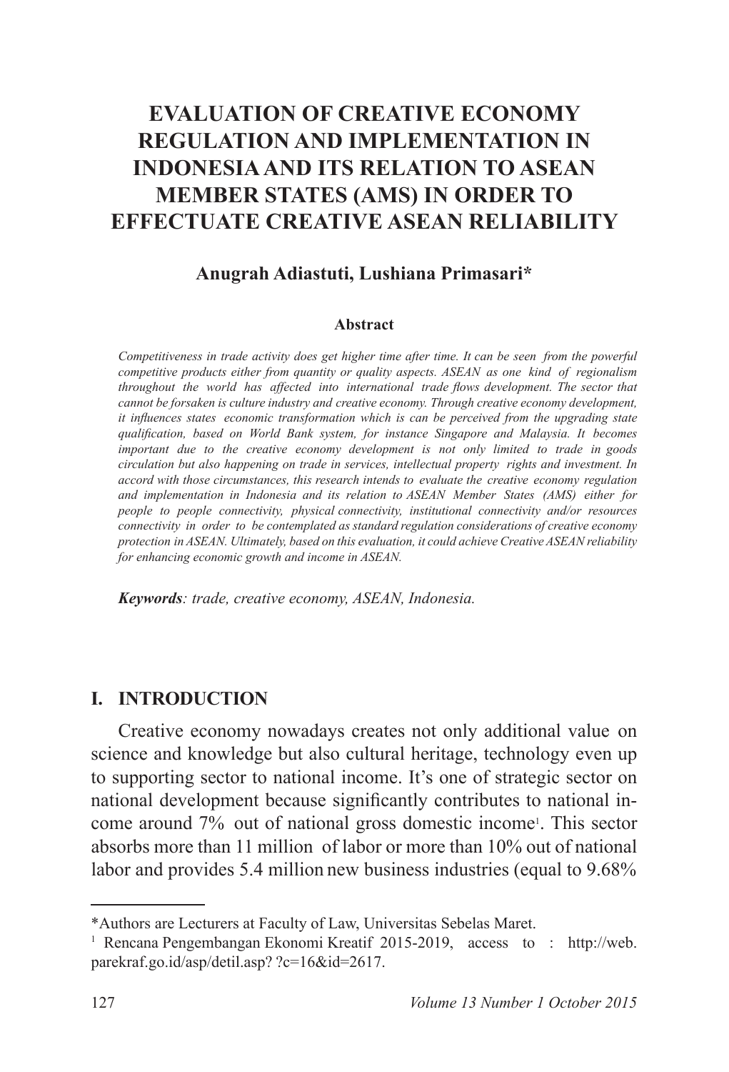# EVALUATION OF CREATIVE ECONOMY REGULATION AND IMPLEMENTATION IN INDONESIA AND ITS RELATION TO ASEAN MEMBER STATES (AMS) IN ORDER TO EFFECTUATE CREATIVE ASEAN RELIABILITY

**Anugrah Adiastuti, Lushiana Primasari***

**Abstract**

*Competitiveness in trade activity does get higher time after time. It can be seen from the powerful competitive products either from quantity or quality aspects. ASEAN as one kind of regionalism throughout the world has affected into international trade flows development. The sector that cannot be forsaken is culture industry and creative economy. Through creative economy development, it influences states economic transformation which is can be perceived from the upgrading state qualification, based on World Bank system, for instance Singapore and Malaysia. It becomes important due to the creative economy development is not only limited to trade in goods circulation but also happening on trade in services, intellectual property rights and investment. In accord with those circumstances, this research intends to evaluate the creative economy regulation and implementation in Indonesia and its relation to ASEAN Member States (AMS) either for people to people connectivity, physical connectivity, institutional connectivity and/or resources connectivity in order to be contemplated as standard regulation considerations of creative economy protection in ASEAN. Ultimately, based on this evaluation, it could achieve Creative ASEAN reliability for enhancing economic growth and income in ASEAN.*

***Keywords**: trade, creative economy, ASEAN, Indonesia.*

## I. INTRODUCTION

Creative economy nowadays creates not only additional value on science and knowledge but also cultural heritage, technology even up to supporting sector to national income. It's one of strategic sector on national development because significantly contributes to national income around 7% out of national gross domestic income[1]. This sector absorbs more than 11 million of labor or more than 10% out of national labor and provides 5.4 million new business industries (equal to 9.68%

---

*Authors are Lecturers at Faculty of Law, Universitas Sebelas Maret.

[1] Rencana Pengembangan Ekonomi Kreatif 2015-2019, access to : http://web.parekraf.go.id/asp/detil.asp? ?c=16&id=2617.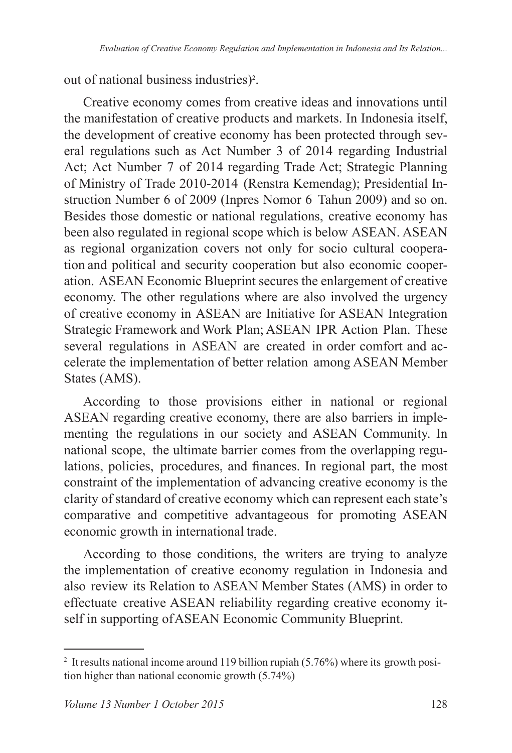out of national business industries)[2].

Creative economy comes from creative ideas and innovations until the manifestation of creative products and markets. In Indonesia itself, the development of creative economy has been protected through several regulations such as Act Number 3 of 2014 regarding Industrial Act; Act Number 7 of 2014 regarding Trade Act; Strategic Planning of Ministry of Trade 2010-2014 (Renstra Kemendag); Presidential Instruction Number 6 of 2009 (Inpres Nomor 6 Tahun 2009) and so on. Besides those domestic or national regulations, creative economy has been also regulated in regional scope which is below ASEAN. ASEAN as regional organization covers not only for socio cultural cooperation and political and security cooperation but also economic cooperation. ASEAN Economic Blueprint secures the enlargement of creative economy. The other regulations where are also involved the urgency of creative economy in ASEAN are Initiative for ASEAN Integration Strategic Framework and Work Plan; ASEAN IPR Action Plan. These several regulations in ASEAN are created in order comfort and accelerate the implementation of better relation among ASEAN Member States (AMS).

According to those provisions either in national or regional ASEAN regarding creative economy, there are also barriers in implementing the regulations in our society and ASEAN Community. In national scope, the ultimate barrier comes from the overlapping regulations, policies, procedures, and finances. In regional part, the most constraint of the implementation of advancing creative economy is the clarity of standard of creative economy which can represent each state's comparative and competitive advantageous for promoting ASEAN economic growth in international trade.

According to those conditions, the writers are trying to analyze the implementation of creative economy regulation in Indonesia and also review its Relation to ASEAN Member States (AMS) in order to effectuate creative ASEAN reliability regarding creative economy itself in supporting of ASEAN Economic Community Blueprint.

---

[2] It results national income around 119 billion rupiah (5.76%) where its growth position higher than national economic growth (5.74%)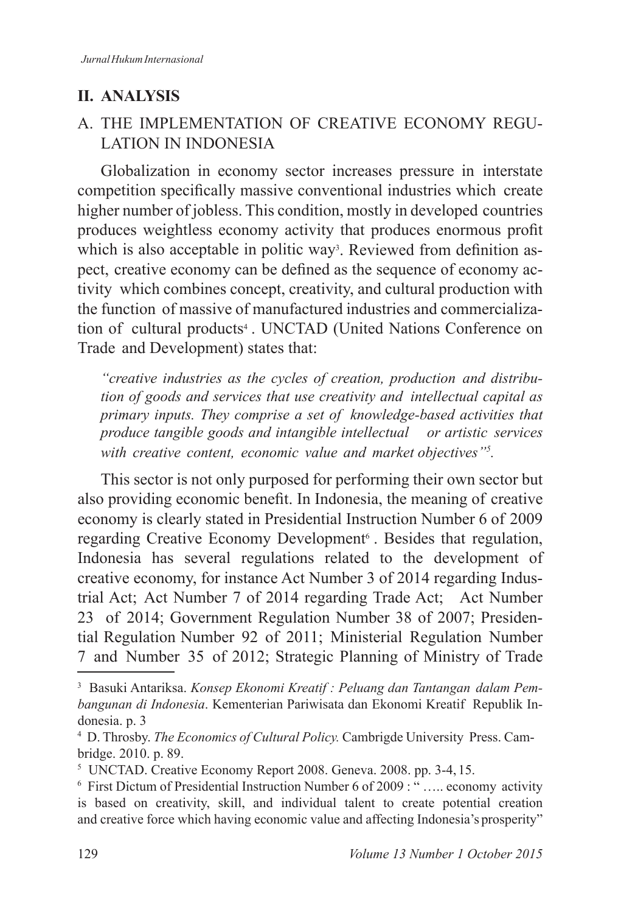## II. ANALYSIS

### A. THE IMPLEMENTATION OF CREATIVE ECONOMY REGULATION IN INDONESIA

Globalization in economy sector increases pressure in interstate competition specifically massive conventional industries which create higher number of jobless. This condition, mostly in developed countries produces weightless economy activity that produces enormous profit which is also acceptable in politic way[3]. Reviewed from definition aspect, creative economy can be defined as the sequence of economy activity which combines concept, creativity, and cultural production with the function of massive of manufactured industries and commercialization of cultural products[4] . UNCTAD (United Nations Conference on Trade and Development) states that:

> *"creative industries as the cycles of creation, production and distribution of goods and services that use creativity and intellectual capital as primary inputs. They comprise a set of knowledge-based activities that produce tangible goods and intangible intellectual or artistic services with creative content, economic value and market objectives"[5].*

This sector is not only purposed for performing their own sector but also providing economic benefit. In Indonesia, the meaning of creative economy is clearly stated in Presidential Instruction Number 6 of 2009 regarding Creative Economy Development[6] . Besides that regulation, Indonesia has several regulations related to the development of creative economy, for instance Act Number 3 of 2014 regarding Industrial Act; Act Number 7 of 2014 regarding Trade Act; Act Number 23 of 2014; Government Regulation Number 38 of 2007; Presidential Regulation Number 92 of 2011; Ministerial Regulation Number 7 and Number 35 of 2012; Strategic Planning of Ministry of Trade

---

[3] Basuki Antariksa. *Konsep Ekonomi Kreatif : Peluang dan Tantangan dalam Pembangunan di Indonesia*. Kementerian Pariwisata dan Ekonomi Kreatif Republik Indonesia. p. 3

[4] D. Throsby. *The Economics of Cultural Policy.* Cambrigde University Press. Cambridge. 2010. p. 89.

[5] UNCTAD. Creative Economy Report 2008. Geneva. 2008. pp. 3-4, 15.

[6] First Dictum of Presidential Instruction Number 6 of 2009 : " ….. economy activity is based on creativity, skill, and individual talent to create potential creation and creative force which having economic value and affecting Indonesia's prosperity"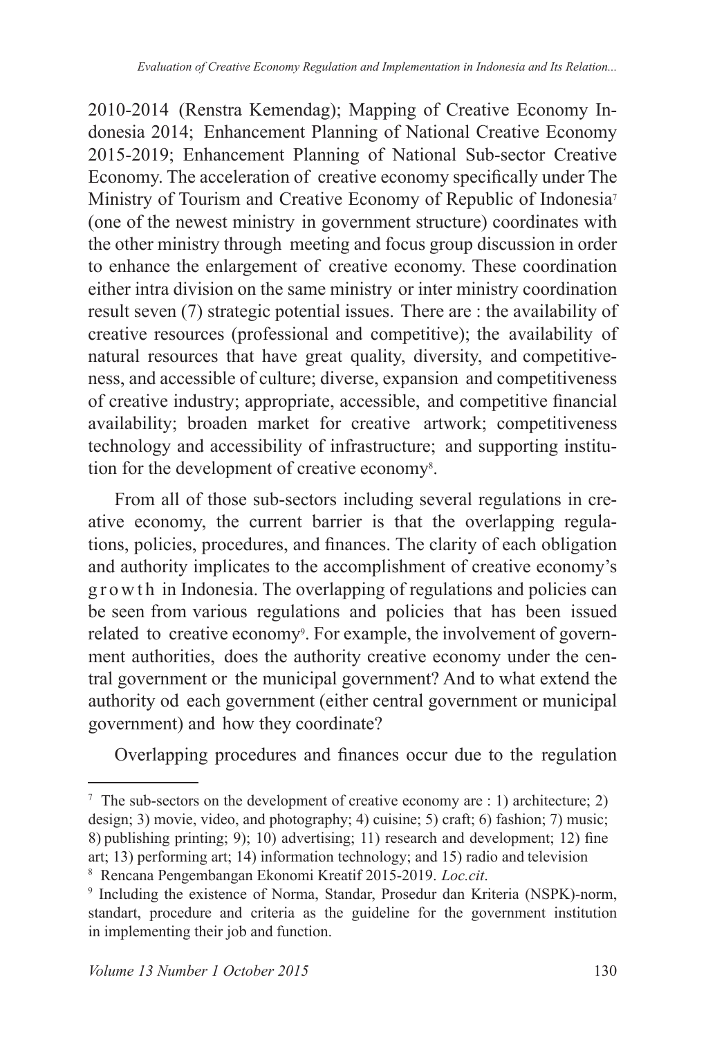2010-2014 (Renstra Kemendag); Mapping of Creative Economy Indonesia 2014; Enhancement Planning of National Creative Economy 2015-2019; Enhancement Planning of National Sub-sector Creative Economy. The acceleration of creative economy specifically under The Ministry of Tourism and Creative Economy of Republic of Indonesia[7] (one of the newest ministry in government structure) coordinates with the other ministry through meeting and focus group discussion in order to enhance the enlargement of creative economy. These coordination either intra division on the same ministry or inter ministry coordination result seven (7) strategic potential issues. There are : the availability of creative resources (professional and competitive); the availability of natural resources that have great quality, diversity, and competitiveness, and accessible of culture; diverse, expansion and competitiveness of creative industry; appropriate, accessible, and competitive financial availability; broaden market for creative artwork; competitiveness technology and accessibility of infrastructure; and supporting institution for the development of creative economy[8].

From all of those sub-sectors including several regulations in creative economy, the current barrier is that the overlapping regulations, policies, procedures, and finances. The clarity of each obligation and authority implicates to the accomplishment of creative economy's growth in Indonesia. The overlapping of regulations and policies can be seen from various regulations and policies that has been issued related to creative economy[9]. For example, the involvement of government authorities, does the authority creative economy under the central government or the municipal government? And to what extend the authority od each government (either central government or municipal government) and how they coordinate?

Overlapping procedures and finances occur due to the regulation

---

[7] The sub-sectors on the development of creative economy are : 1) architecture; 2) design; 3) movie, video, and photography; 4) cuisine; 5) craft; 6) fashion; 7) music; 8) publishing printing; 9); 10) advertising; 11) research and development; 12) fine art; 13) performing art; 14) information technology; and 15) radio and television

[8] Rencana Pengembangan Ekonomi Kreatif 2015-2019. *Loc.cit*.

[9] Including the existence of Norma, Standar, Prosedur dan Kriteria (NSPK)-norm, standart, procedure and criteria as the guideline for the government institution in implementing their job and function.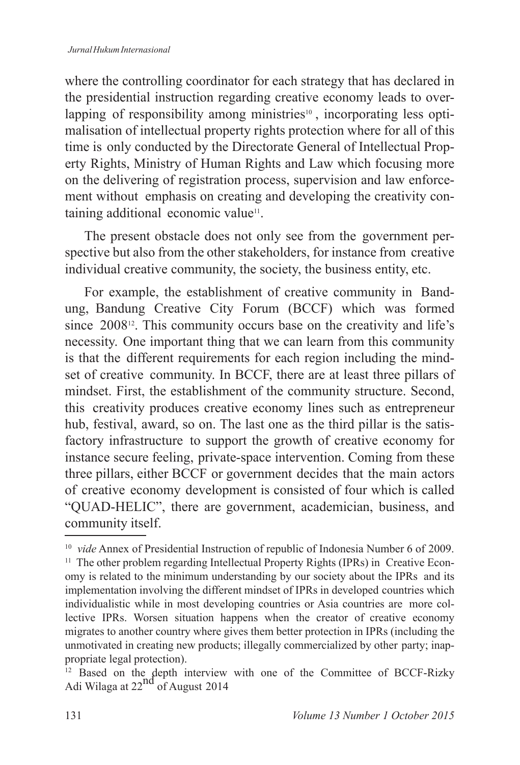where the controlling coordinator for each strategy that has declared in the presidential instruction regarding creative economy leads to overlapping of responsibility among ministries[10], incorporating less optimalisation of intellectual property rights protection where for all of this time is only conducted by the Directorate General of Intellectual Property Rights, Ministry of Human Rights and Law which focusing more on the delivering of registration process, supervision and law enforcement without emphasis on creating and developing the creativity containing additional economic value[11].

The present obstacle does not only see from the government perspective but also from the other stakeholders, for instance from creative individual creative community, the society, the business entity, etc.

For example, the establishment of creative community in Bandung, Bandung Creative City Forum (BCCF) which was formed since 2008[12]. This community occurs base on the creativity and life's necessity. One important thing that we can learn from this community is that the different requirements for each region including the mindset of creative community. In BCCF, there are at least three pillars of mindset. First, the establishment of the community structure. Second, this creativity produces creative economy lines such as entrepreneur hub, festival, award, so on. The last one as the third pillar is the satisfactory infrastructure to support the growth of creative economy for instance secure feeling, private-space intervention. Coming from these three pillars, either BCCF or government decides that the main actors of creative economy development is consisted of four which is called "QUAD-HELIC", there are government, academician, business, and community itself.

---

[10] *vide* Annex of Presidential Instruction of republic of Indonesia Number 6 of 2009.

[11] The other problem regarding Intellectual Property Rights (IPRs) in Creative Economy is related to the minimum understanding by our society about the IPRs and its implementation involving the different mindset of IPRs in developed countries which individualistic while in most developing countries or Asia countries are more collective IPRs. Worsen situation happens when the creator of creative economy migrates to another country where gives them better protection in IPRs (including the unmotivated in creating new products; illegally commercialized by other party; inappropriate legal protection).

[12] Based on the depth interview with one of the Committee of BCCF-Rizky Adi Wilaga at 22nd of August 2014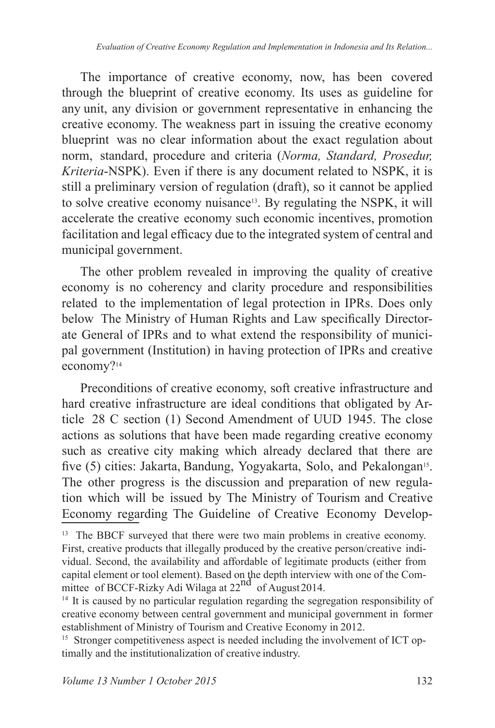The importance of creative economy, now, has been covered through the blueprint of creative economy. Its uses as guideline for any unit, any division or government representative in enhancing the creative economy. The weakness part in issuing the creative economy blueprint was no clear information about the exact regulation about norm, standard, procedure and criteria (*Norma, Standard, Prosedur, Kriteria*-NSPK). Even if there is any document related to NSPK, it is still a preliminary version of regulation (draft), so it cannot be applied to solve creative economy nuisance[13]. By regulating the NSPK, it will accelerate the creative economy such economic incentives, promotion facilitation and legal efficacy due to the integrated system of central and municipal government.

The other problem revealed in improving the quality of creative economy is no coherency and clarity procedure and responsibilities related to the implementation of legal protection in IPRs. Does only below The Ministry of Human Rights and Law specifically Directorate General of IPRs and to what extend the responsibility of municipal government (Institution) in having protection of IPRs and creative economy?[14]

Preconditions of creative economy, soft creative infrastructure and hard creative infrastructure are ideal conditions that obligated by Article 28 C section (1) Second Amendment of UUD 1945. The close actions as solutions that have been made regarding creative economy such as creative city making which already declared that there are five (5) cities: Jakarta, Bandung, Yogyakarta, Solo, and Pekalongan[15]. The other progress is the discussion and preparation of new regulation which will be issued by The Ministry of Tourism and Creative Economy regarding The Guideline of Creative Economy Develop-

---

[13] The BBCF surveyed that there were two main problems in creative economy. First, creative products that illegally produced by the creative person/creative individual. Second, the availability and affordable of legitimate products (either from capital element or tool element). Based on the depth interview with one of the Committee of BCCF-Rizky Adi Wilaga at 22nd of August 2014.

[14] It is caused by no particular regulation regarding the segregation responsibility of creative economy between central government and municipal government in former establishment of Ministry of Tourism and Creative Economy in 2012.

[15] Stronger competitiveness aspect is needed including the involvement of ICT optimally and the institutionalization of creative industry.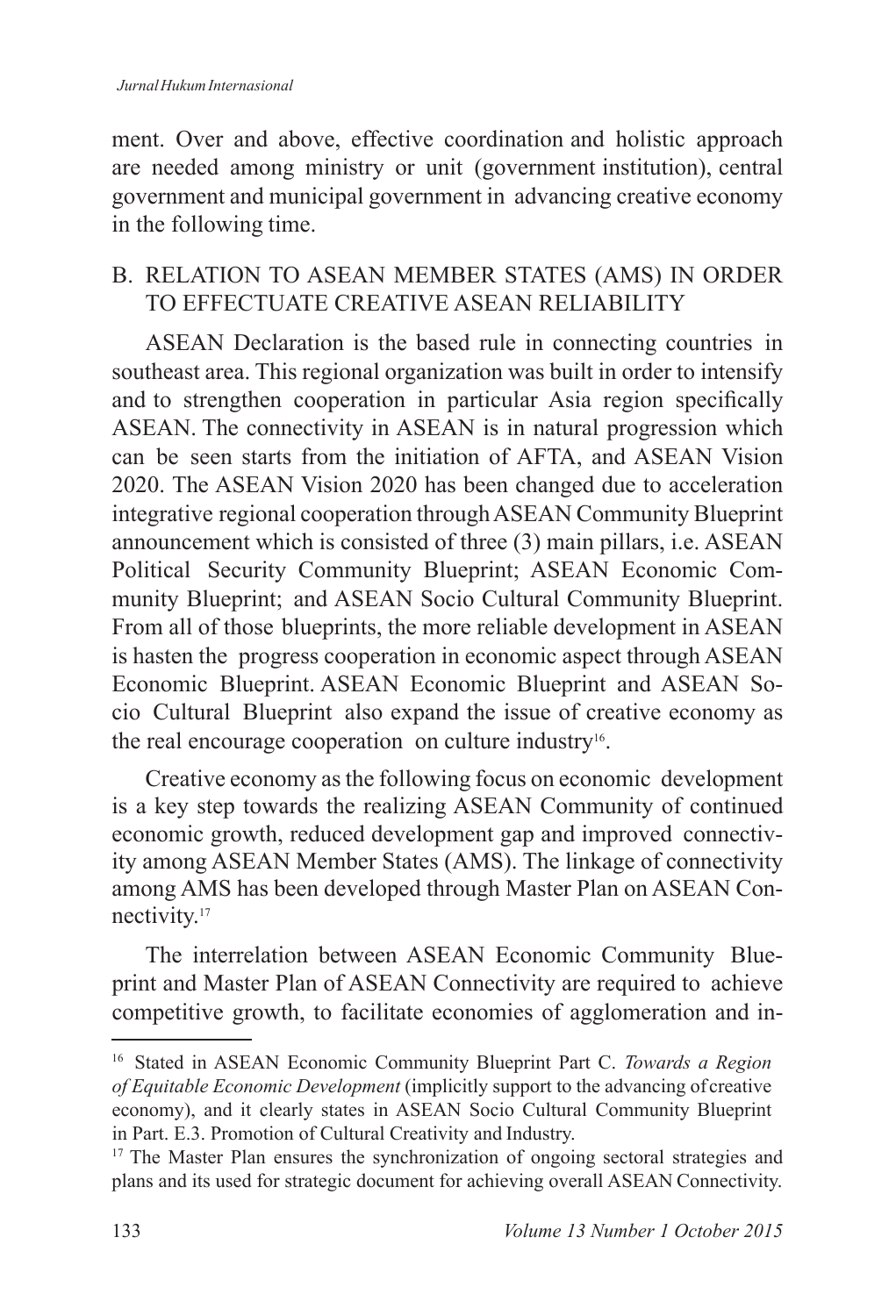ment. Over and above, effective coordination and holistic approach are needed among ministry or unit (government institution), central government and municipal government in advancing creative economy in the following time.

## B. RELATION TO ASEAN MEMBER STATES (AMS) IN ORDER TO EFFECTUATE CREATIVE ASEAN RELIABILITY

ASEAN Declaration is the based rule in connecting countries in southeast area. This regional organization was built in order to intensify and to strengthen cooperation in particular Asia region specifically ASEAN. The connectivity in ASEAN is in natural progression which can be seen starts from the initiation of AFTA, and ASEAN Vision 2020. The ASEAN Vision 2020 has been changed due to acceleration integrative regional cooperation through ASEAN Community Blueprint announcement which is consisted of three (3) main pillars, i.e. ASEAN Political Security Community Blueprint; ASEAN Economic Community Blueprint; and ASEAN Socio Cultural Community Blueprint. From all of those blueprints, the more reliable development in ASEAN is hasten the progress cooperation in economic aspect through ASEAN Economic Blueprint. ASEAN Economic Blueprint and ASEAN Socio Cultural Blueprint also expand the issue of creative economy as the real encourage cooperation on culture industry[16].

Creative economy as the following focus on economic development is a key step towards the realizing ASEAN Community of continued economic growth, reduced development gap and improved connectivity among ASEAN Member States (AMS). The linkage of connectivity among AMS has been developed through Master Plan on ASEAN Connectivity.[17]

The interrelation between ASEAN Economic Community Blueprint and Master Plan of ASEAN Connectivity are required to achieve competitive growth, to facilitate economies of agglomeration and in-

---

[16] Stated in ASEAN Economic Community Blueprint Part C. *Towards a Region of Equitable Economic Development* (implicitly support to the advancing of creative economy), and it clearly states in ASEAN Socio Cultural Community Blueprint in Part. E.3. Promotion of Cultural Creativity and Industry.

[17] The Master Plan ensures the synchronization of ongoing sectoral strategies and plans and its used for strategic document for achieving overall ASEAN Connectivity.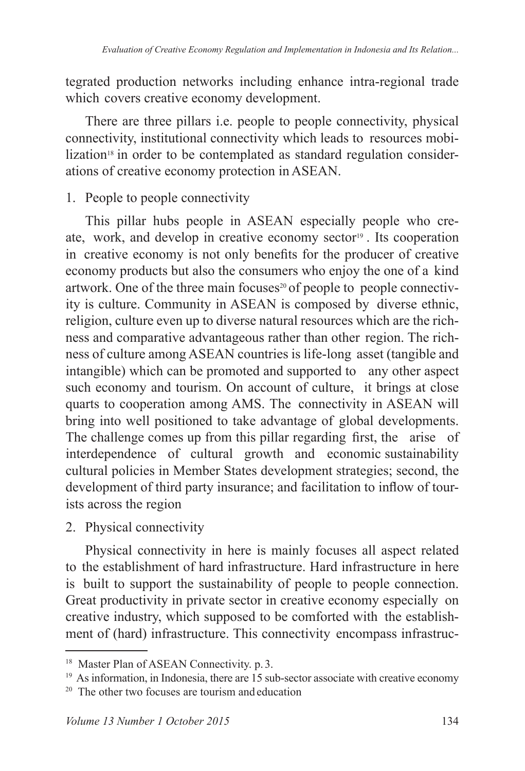tegrated production networks including enhance intra-regional trade which covers creative economy development.

There are three pillars i.e. people to people connectivity, physical connectivity, institutional connectivity which leads to resources mobilization[18] in order to be contemplated as standard regulation considerations of creative economy protection in ASEAN.

1. People to people connectivity

This pillar hubs people in ASEAN especially people who create, work, and develop in creative economy sector[19]. Its cooperation in creative economy is not only benefits for the producer of creative economy products but also the consumers who enjoy the one of a kind artwork. One of the three main focuses[20] of people to people connectivity is culture. Community in ASEAN is composed by diverse ethnic, religion, culture even up to diverse natural resources which are the richness and comparative advantageous rather than other region. The richness of culture among ASEAN countries is life-long asset (tangible and intangible) which can be promoted and supported to any other aspect such economy and tourism. On account of culture, it brings at close quarts to cooperation among AMS. The connectivity in ASEAN will bring into well positioned to take advantage of global developments. The challenge comes up from this pillar regarding first, the arise of interdependence of cultural growth and economic sustainability cultural policies in Member States development strategies; second, the development of third party insurance; and facilitation to inflow of tourists across the region

2. Physical connectivity

Physical connectivity in here is mainly focuses all aspect related to the establishment of hard infrastructure. Hard infrastructure in here is built to support the sustainability of people to people connection. Great productivity in private sector in creative economy especially on creative industry, which supposed to be comforted with the establishment of (hard) infrastructure. This connectivity encompass infrastruc-

[18] Master Plan of ASEAN Connectivity. p. 3.

[19] As information, in Indonesia, there are 15 sub-sector associate with creative economy

[20] The other two focuses are tourism and education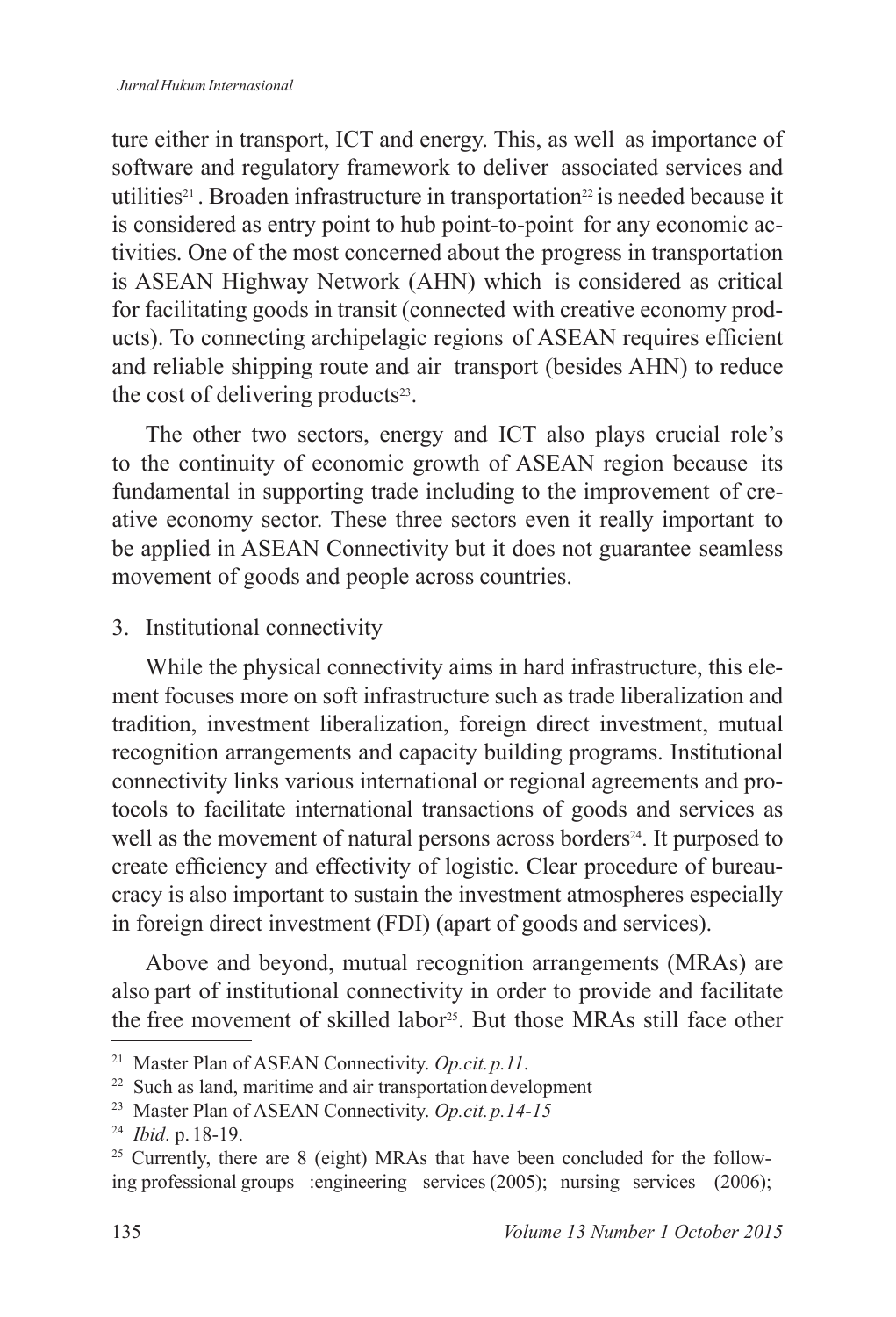ture either in transport, ICT and energy. This, as well as importance of software and regulatory framework to deliver associated services and utilities[21]. Broaden infrastructure in transportation[22] is needed because it is considered as entry point to hub point-to-point for any economic activities. One of the most concerned about the progress in transportation is ASEAN Highway Network (AHN) which is considered as critical for facilitating goods in transit (connected with creative economy products). To connecting archipelagic regions of ASEAN requires efficient and reliable shipping route and air transport (besides AHN) to reduce the cost of delivering products[23].

The other two sectors, energy and ICT also plays crucial role's to the continuity of economic growth of ASEAN region because its fundamental in supporting trade including to the improvement of creative economy sector. These three sectors even it really important to be applied in ASEAN Connectivity but it does not guarantee seamless movement of goods and people across countries.

3. Institutional connectivity

While the physical connectivity aims in hard infrastructure, this element focuses more on soft infrastructure such as trade liberalization and tradition, investment liberalization, foreign direct investment, mutual recognition arrangements and capacity building programs. Institutional connectivity links various international or regional agreements and protocols to facilitate international transactions of goods and services as well as the movement of natural persons across borders[24]. It purposed to create efficiency and effectivity of logistic. Clear procedure of bureaucracy is also important to sustain the investment atmospheres especially in foreign direct investment (FDI) (apart of goods and services).

Above and beyond, mutual recognition arrangements (MRAs) are also part of institutional connectivity in order to provide and facilitate the free movement of skilled labor[25]. But those MRAs still face other

---

[21] Master Plan of ASEAN Connectivity. *Op.cit. p.11*.

[22] Such as land, maritime and air transportation development

[23] Master Plan of ASEAN Connectivity. *Op.cit. p.14-15*

[24] *Ibid*. p. 18-19.

[25] Currently, there are 8 (eight) MRAs that have been concluded for the following professional groups :engineering services (2005); nursing services (2006);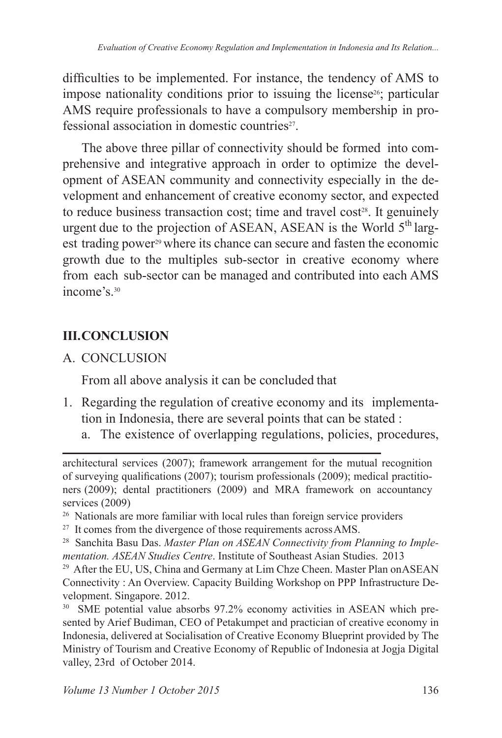difficulties to be implemented. For instance, the tendency of AMS to impose nationality conditions prior to issuing the license[26]; particular AMS require professionals to have a compulsory membership in professional association in domestic countries[27].

The above three pillar of connectivity should be formed into comprehensive and integrative approach in order to optimize the development of ASEAN community and connectivity especially in the development and enhancement of creative economy sector, and expected to reduce business transaction cost; time and travel cost[28]. It genuinely urgent due to the projection of ASEAN, ASEAN is the World 5th largest trading power[29] where its chance can secure and fasten the economic growth due to the multiples sub-sector in creative economy where from each sub-sector can be managed and contributed into each AMS income's.[30]

## III. CONCLUSION

### A. CONCLUSION

From all above analysis it can be concluded that

1. Regarding the regulation of creative economy and its implementation in Indonesia, there are several points that can be stated :
   a. The existence of overlapping regulations, policies, procedures,

---

architectural services (2007); framework arrangement for the mutual recognition of surveying qualifications (2007); tourism professionals (2009); medical practitioners (2009); dental practitioners (2009) and MRA framework on accountancy services (2009)

[26] Nationals are more familiar with local rules than foreign service providers

[27] It comes from the divergence of those requirements across AMS.

[28] Sanchita Basu Das. *Master Plan on ASEAN Connectivity from Planning to Implementation. ASEAN Studies Centre*. Institute of Southeast Asian Studies. 2013

[29] After the EU, US, China and Germany at Lim Chze Cheen. Master Plan on ASEAN Connectivity : An Overview. Capacity Building Workshop on PPP Infrastructure Development. Singapore. 2012.

[30] SME potential value absorbs 97.2% economy activities in ASEAN which presented by Arief Budiman, CEO of Petakumpet and practician of creative economy in Indonesia, delivered at Socialisation of Creative Economy Blueprint provided by The Ministry of Tourism and Creative Economy of Republic of Indonesia at Jogja Digital valley, 23rd of October 2014.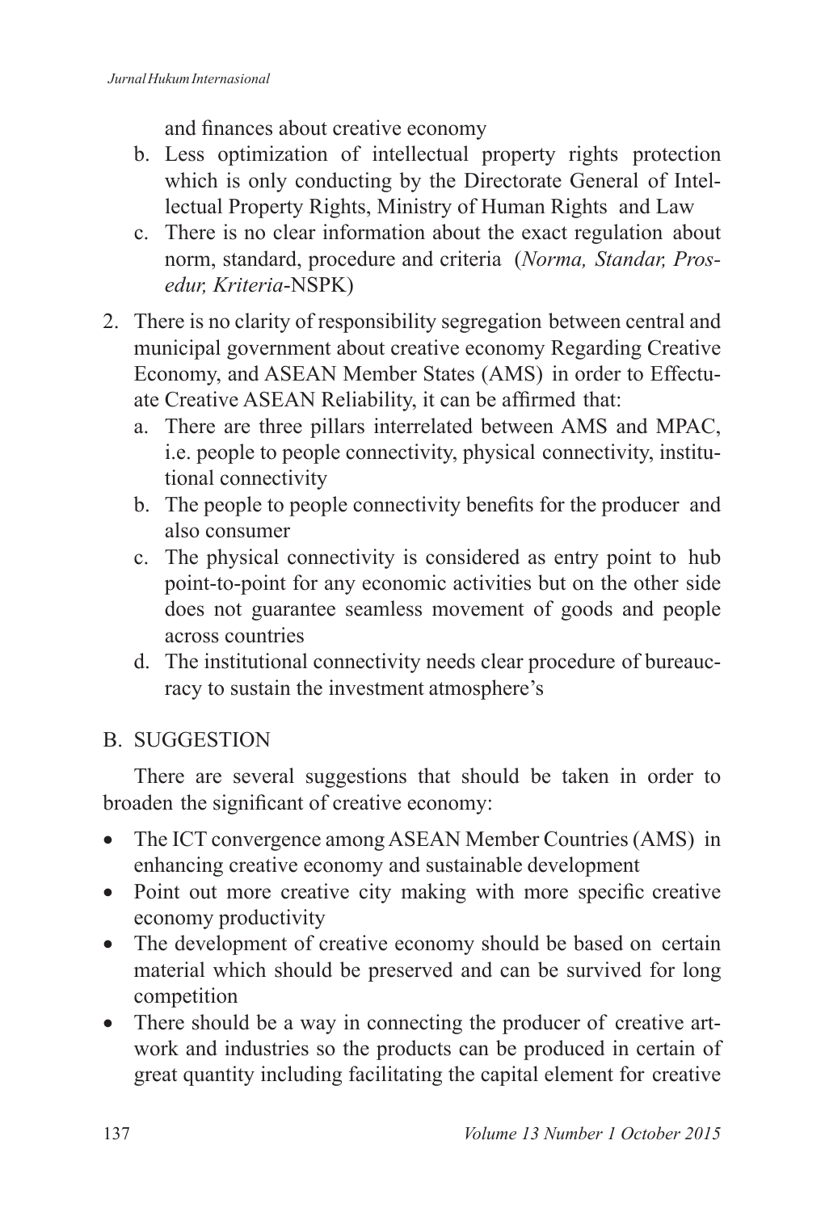and finances about creative economy

   b. Less optimization of intellectual property rights protection which is only conducting by the Directorate General of Intellectual Property Rights, Ministry of Human Rights and Law
   c. There is no clear information about the exact regulation about norm, standard, procedure and criteria (*Norma, Standar, Prosedur, Kriteria*-NSPK)

2. There is no clarity of responsibility segregation between central and municipal government about creative economy Regarding Creative Economy, and ASEAN Member States (AMS) in order to Effectuate Creative ASEAN Reliability, it can be affirmed that:
   a. There are three pillars interrelated between AMS and MPAC, i.e. people to people connectivity, physical connectivity, institutional connectivity
   b. The people to people connectivity benefits for the producer and also consumer
   c. The physical connectivity is considered as entry point to hub point-to-point for any economic activities but on the other side does not guarantee seamless movement of goods and people across countries
   d. The institutional connectivity needs clear procedure of bureaucracy to sustain the investment atmosphere's

## B. SUGGESTION

There are several suggestions that should be taken in order to broaden the significant of creative economy:

- The ICT convergence among ASEAN Member Countries (AMS) in enhancing creative economy and sustainable development
- Point out more creative city making with more specific creative economy productivity
- The development of creative economy should be based on certain material which should be preserved and can be survived for long competition
- There should be a way in connecting the producer of creative artwork and industries so the products can be produced in certain of great quantity including facilitating the capital element for creative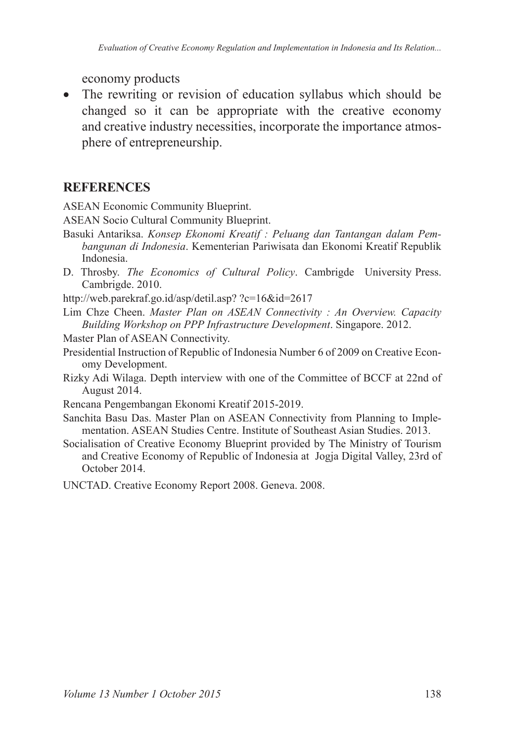economy products

- The rewriting or revision of education syllabus which should be changed so it can be appropriate with the creative economy and creative industry necessities, incorporate the importance atmosphere of entrepreneurship.

## REFERENCES

ASEAN Economic Community Blueprint.

ASEAN Socio Cultural Community Blueprint.

Basuki Antariksa. *Konsep Ekonomi Kreatif : Peluang dan Tantangan dalam Pembangunan di Indonesia*. Kementerian Pariwisata dan Ekonomi Kreatif Republik Indonesia.

D. Throsby. *The Economics of Cultural Policy*. Cambrigde University Press. Cambrigde. 2010.

http://web.parekraf.go.id/asp/detil.asp? ?c=16&id=2617

Lim Chze Cheen. *Master Plan on ASEAN Connectivity : An Overview. Capacity Building Workshop on PPP Infrastructure Development*. Singapore. 2012.

Master Plan of ASEAN Connectivity.

Presidential Instruction of Republic of Indonesia Number 6 of 2009 on Creative Economy Development.

Rizky Adi Wilaga. Depth interview with one of the Committee of BCCF at 22nd of August 2014.

Rencana Pengembangan Ekonomi Kreatif 2015-2019.

Sanchita Basu Das. Master Plan on ASEAN Connectivity from Planning to Implementation. ASEAN Studies Centre. Institute of Southeast Asian Studies. 2013.

Socialisation of Creative Economy Blueprint provided by The Ministry of Tourism and Creative Economy of Republic of Indonesia at Jogja Digital Valley, 23rd of October 2014.

UNCTAD. Creative Economy Report 2008. Geneva. 2008.